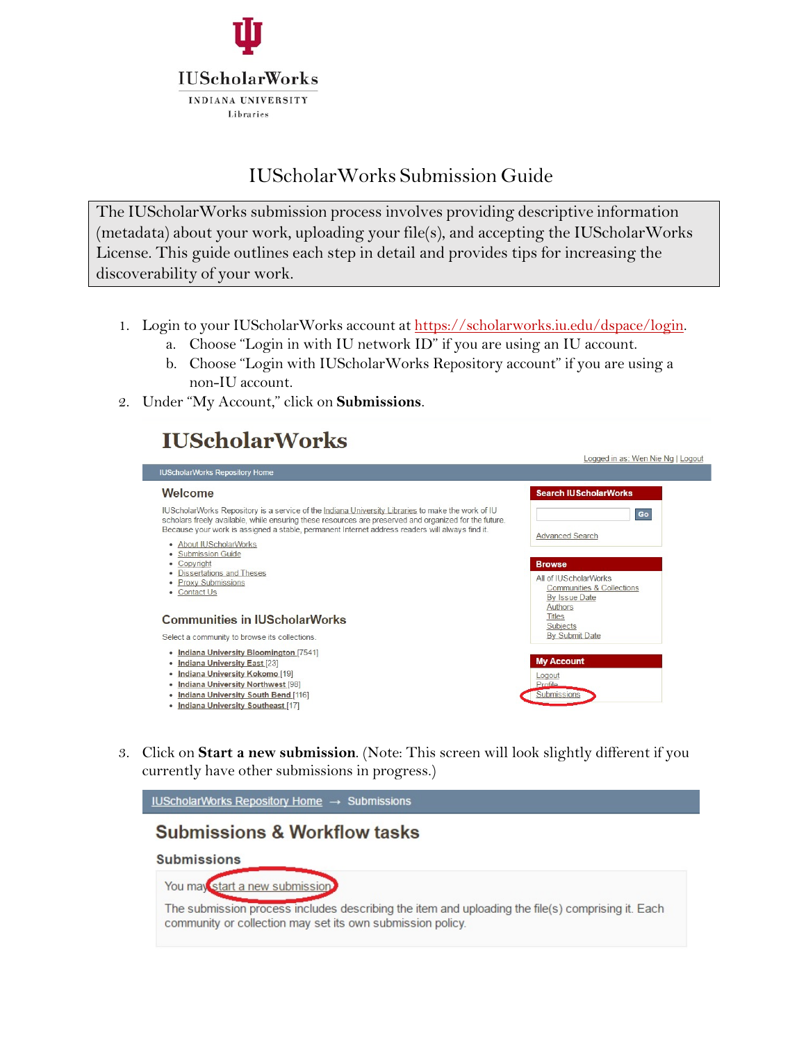IUScholarWorks

INDIANA UNIVERSITY

Libraries

# IUScholarWorks Submission Guide

The IUScholarWorks submission process involves providing descriptive information (metadata) about your work, uploading your file(s), and accepting the IUScholarWorks License. This guide outlines each step in detail and provides tips for increasing the discoverability of your work.

1. Login to your IUScholarWorks account at https://scholarworks.iu.edu/dspace/login.
   a. Choose "Login in with IU network ID" if you are using an IU account.
   b. Choose "Login with IUScholarWorks Repository account" if you are using a non-IU account.
2. Under "My Account," click on **Submissions**.

3. Click on **Start a new submission**. (Note: This screen will look slightly different if you currently have other submissions in progress.)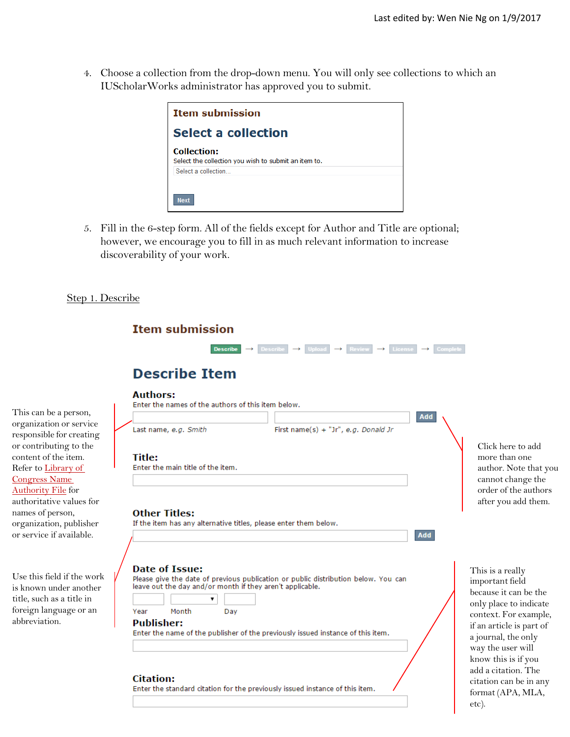Last edited by: Wen Nie Ng on 1/9/2017

4. Choose a collection from the drop-down menu. You will only see collections to which an IUScholarWorks administrator has approved you to submit.

**Item submission**

**Select a collection**

**Collection:**
Select the collection you wish to submit an item to.

Select a collection...

Next

5. Fill in the 6-step form. All of the fields except for Author and Title are optional; however, we encourage you to fill in as much relevant information to increase discoverability of your work.

## Step 1. Describe

**Item submission**

Describe → Describe → Upload → Review → License → Complete

**Describe Item**

**Authors:**
Enter the names of the authors of this item below.

Last name, e.g. *Smith* | First name(s) + "Jr", e.g. *Donald Jr* | Add

This can be a person, organization or service responsible for creating or contributing to the content of the item. Refer to Library of Congress Name Authority File for authoritative values for names of person, organization, publisher or service if available.

Click here to add more than one author. Note that you cannot change the order of the authors after you add them.

**Title:**
Enter the main title of the item.

**Other Titles:**
If the item has any alternative titles, please enter them below. Add

Use this field if the work is known under another title, such as a title in foreign language or an abbreviation.

**Date of Issue:**
Please give the date of previous publication or public distribution below. You can leave out the day and/or month if they aren't applicable.

Year | Month | Day

**Publisher:**
Enter the name of the publisher of the previously issued instance of this item.

**Citation:**
Enter the standard citation for the previously issued instance of this item.

This is a really important field because it can be the only place to indicate context. For example, if an article is part of a journal, the only way the user will know this is if you add a citation. The citation can be in any format (APA, MLA, etc).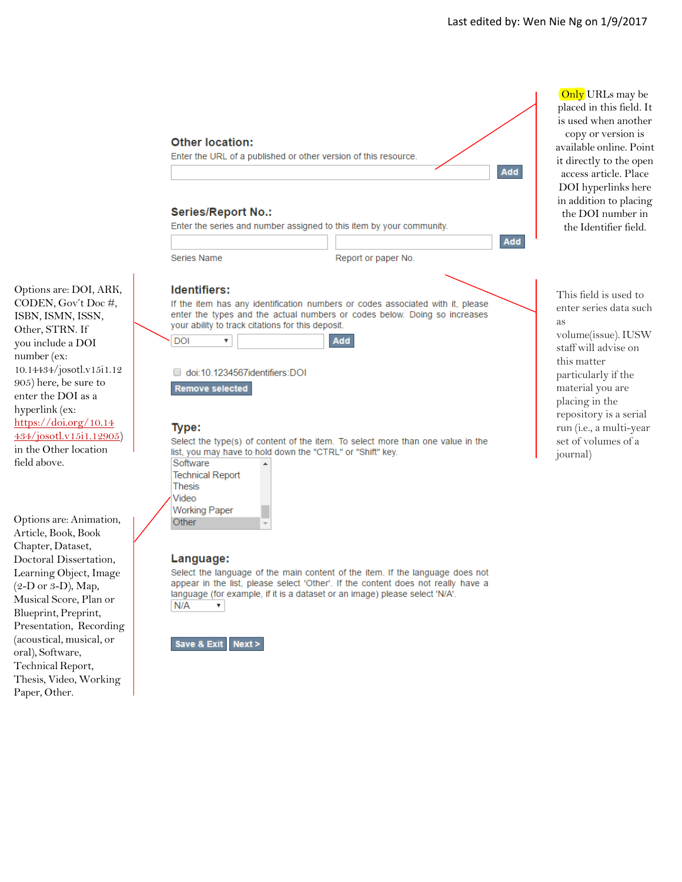Last edited by: Wen Nie Ng on 1/9/2017

**Other location:**

Enter the URL of a published or other version of this resource.

[ ] Add

> Only URLs may be placed in this field. It is used when another copy or version is available online. Point it directly to the open access article. Place DOI hyperlinks here in addition to placing the DOI number in the Identifier field.

**Series/Report No.:**

Enter the series and number assigned to this item by your community.

[ ] [ ] Add

Series Name — Report or paper No.

> This field is used to enter series data such as volume(issue). IUSW staff will advise on this matter particularly if the material you are placing in the repository is a serial run (i.e., a multi-year set of volumes of a journal)

**Identifiers:**

If the item has any identification numbers or codes associated with it, please enter the types and the actual numbers or codes below. Doing so increases your ability to track citations for this deposit.

DOI ▾ [ ] Add

☐ doi:10.1234567identifiers:DOI

Remove selected

> Options are: DOI, ARK, CODEN, Gov't Doc #, ISBN, ISMN, ISSN, Other, STRN. If you include a DOI number (ex: 10.14434/josotl.v15i1.12905) here, be sure to enter the DOI as a hyperlink (ex: https://doi.org/10.14434/josotl.v15i1.12905) in the Other location field above.

**Type:**

Select the type(s) of content of the item. To select more than one value in the list, you may have to hold down the "CTRL" or "Shift" key.

- Software
- Technical Report
- Thesis
- Video
- Working Paper
- Other

> Options are: Animation, Article, Book, Book Chapter, Dataset, Doctoral Dissertation, Learning Object, Image (2-D or 3-D), Map, Musical Score, Plan or Blueprint, Preprint, Presentation, Recording (acoustical, musical, or oral), Software, Technical Report, Thesis, Video, Working Paper, Other.

**Language:**

Select the language of the main content of the item. If the language does not appear in the list, please select 'Other'. If the content does not really have a language (for example, if it is a dataset or an image) please select 'N/A'.

N/A ▾

Save & Exit | Next >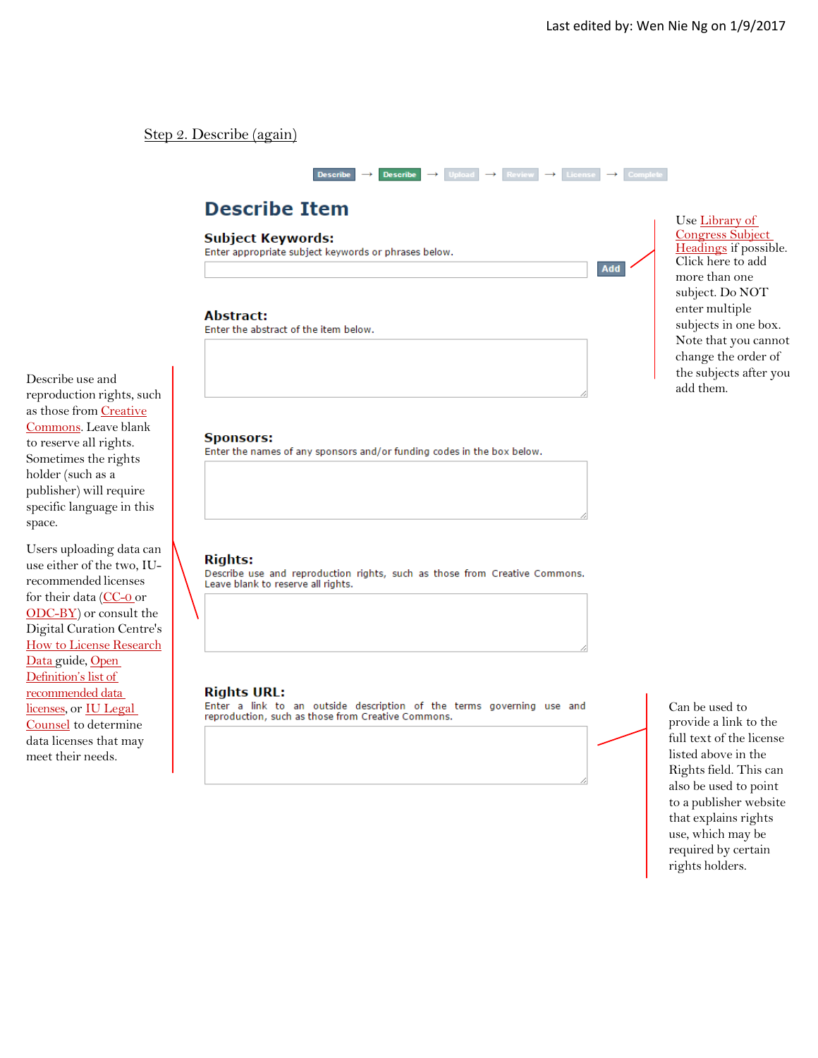Last edited by: Wen Nie Ng on 1/9/2017

Step 2. Describe (again)

Describe → Describe → Upload → Review → License → Complete

# Describe Item

**Subject Keywords:**
Enter appropriate subject keywords or phrases below.

[Add]

Use Library of Congress Subject Headings if possible. Click here to add more than one subject. Do NOT enter multiple subjects in one box. Note that you cannot change the order of the subjects after you add them.

**Abstract:**
Enter the abstract of the item below.

**Sponsors:**
Enter the names of any sponsors and/or funding codes in the box below.

**Rights:**
Describe use and reproduction rights, such as those from Creative Commons. Leave blank to reserve all rights.

Describe use and reproduction rights, such as those from Creative Commons. Leave blank to reserve all rights. Sometimes the rights holder (such as a publisher) will require specific language in this space.

Users uploading data can use either of the two, IU-recommended licenses for their data (CC-0 or ODC-BY) or consult the Digital Curation Centre's How to License Research Data guide, Open Definition's list of recommended data licenses, or IU Legal Counsel to determine data licenses that may meet their needs.

**Rights URL:**
Enter a link to an outside description of the terms governing use and reproduction, such as those from Creative Commons.

Can be used to provide a link to the full text of the license listed above in the Rights field. This can also be used to point to a publisher website that explains rights use, which may be required by certain rights holders.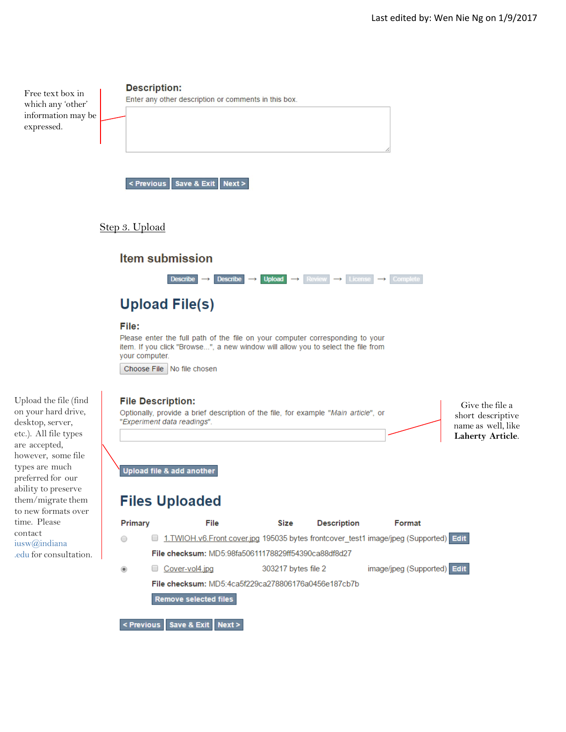Free text box in which any 'other' information may be expressed.

**Description:**

Enter any other description or comments in this box.

< Previous | Save & Exit | Next >

## Step 3. Upload

### Item submission

Describe → Describe → Upload → Review → License → Complete

## Upload File(s)

**File:**

Please enter the full path of the file on your computer corresponding to your item. If you click "Browse...", a new window will allow you to select the file from your computer.

Choose File No file chosen

Upload the file (find on your hard drive, desktop, server, etc.). All file types are accepted, however, some file types are much preferred for our ability to preserve them/migrate them to new formats over time. Please contact iusw@indiana.edu for consultation.

**File Description:**

Optionally, provide a brief description of the file, for example "*Main article*", or "*Experiment data readings*".

Give the file a short descriptive name as well, like **Laherty Article**.

Upload file & add another

## Files Uploaded

| Primary | File | Size | Description | Format | |
|---|---|---|---|---|---|
| ○ | 1.TWIOH.v6.Front cover.jpg | 195035 bytes | frontcover_test1 | image/jpeg (Supported) | Edit |
| | File checksum: MD5:98fa50611178829ff54390ca88df8d27 | | | | |
| ◉ | Cover-vol4.jpg | 303217 bytes | file 2 | image/jpeg (Supported) | Edit |
| | File checksum: MD5:4ca5f229ca278806176a0456e187cb7b | | | | |

Remove selected files

< Previous | Save & Exit | Next >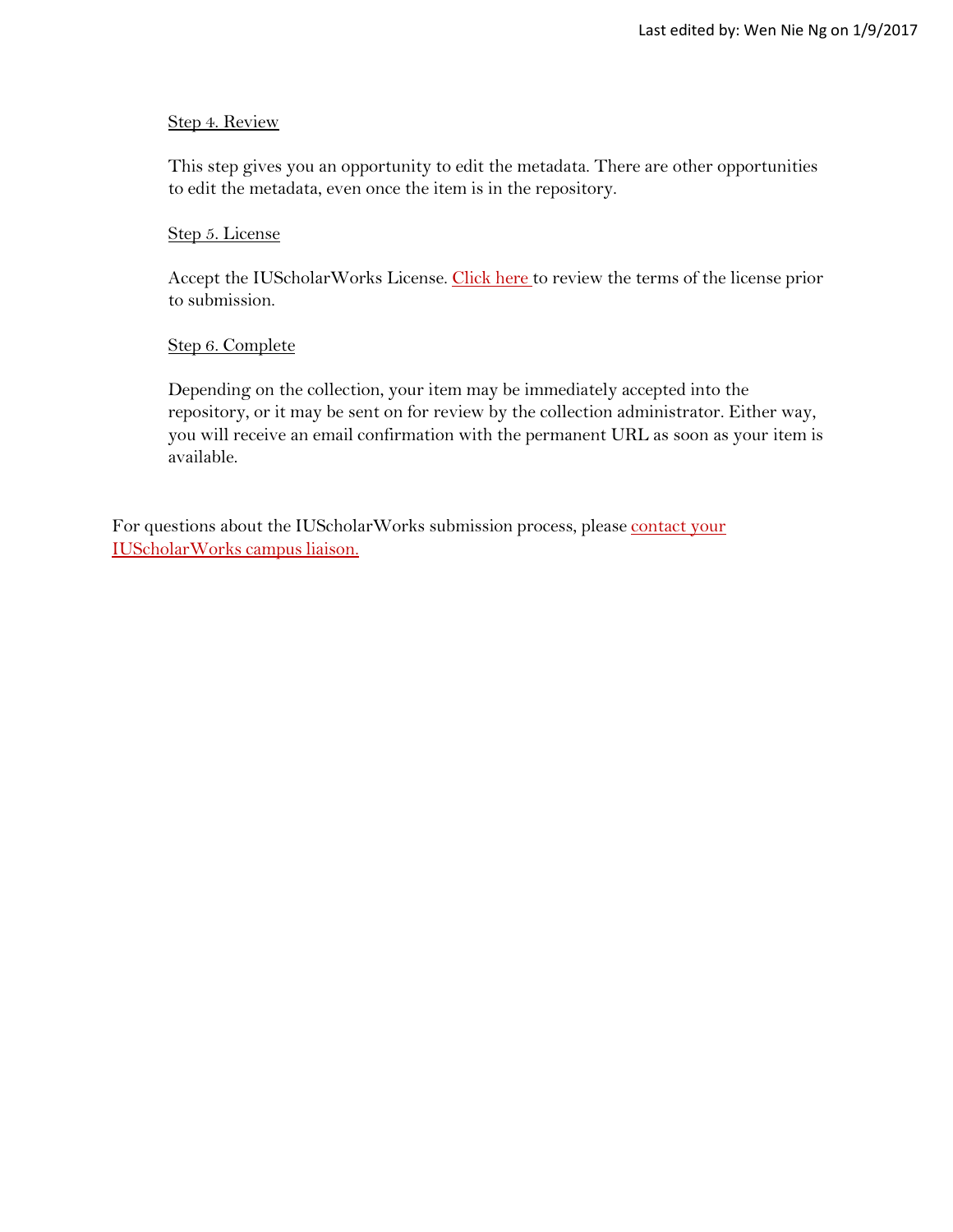Step 4. Review

This step gives you an opportunity to edit the metadata. There are other opportunities to edit the metadata, even once the item is in the repository.

Step 5. License

Accept the IUScholarWorks License. Click here to review the terms of the license prior to submission.

Step 6. Complete

Depending on the collection, your item may be immediately accepted into the repository, or it may be sent on for review by the collection administrator. Either way, you will receive an email confirmation with the permanent URL as soon as your item is available.

For questions about the IUScholarWorks submission process, please contact your IUScholarWorks campus liaison.